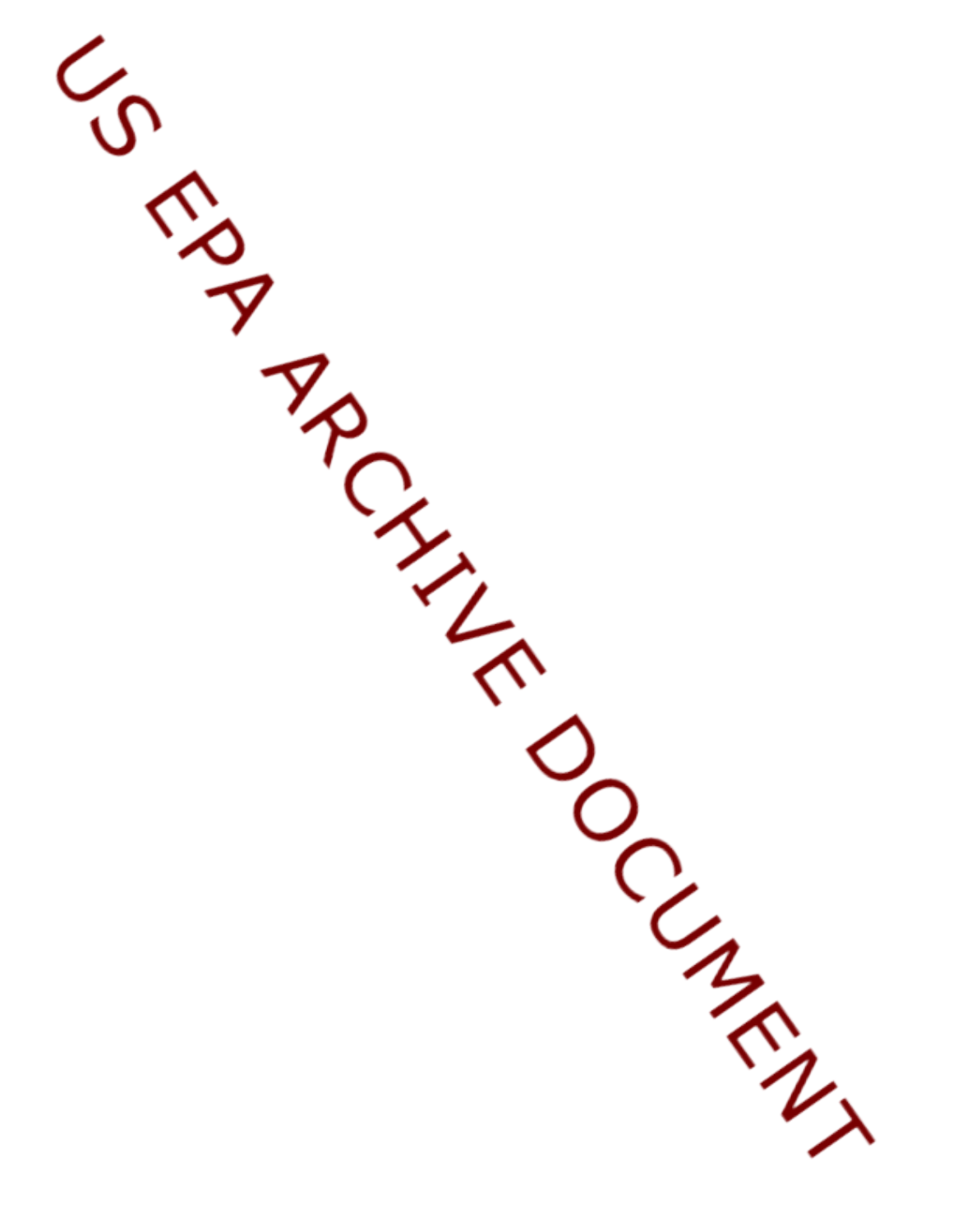US EPA ARCHIVE DOCUMENT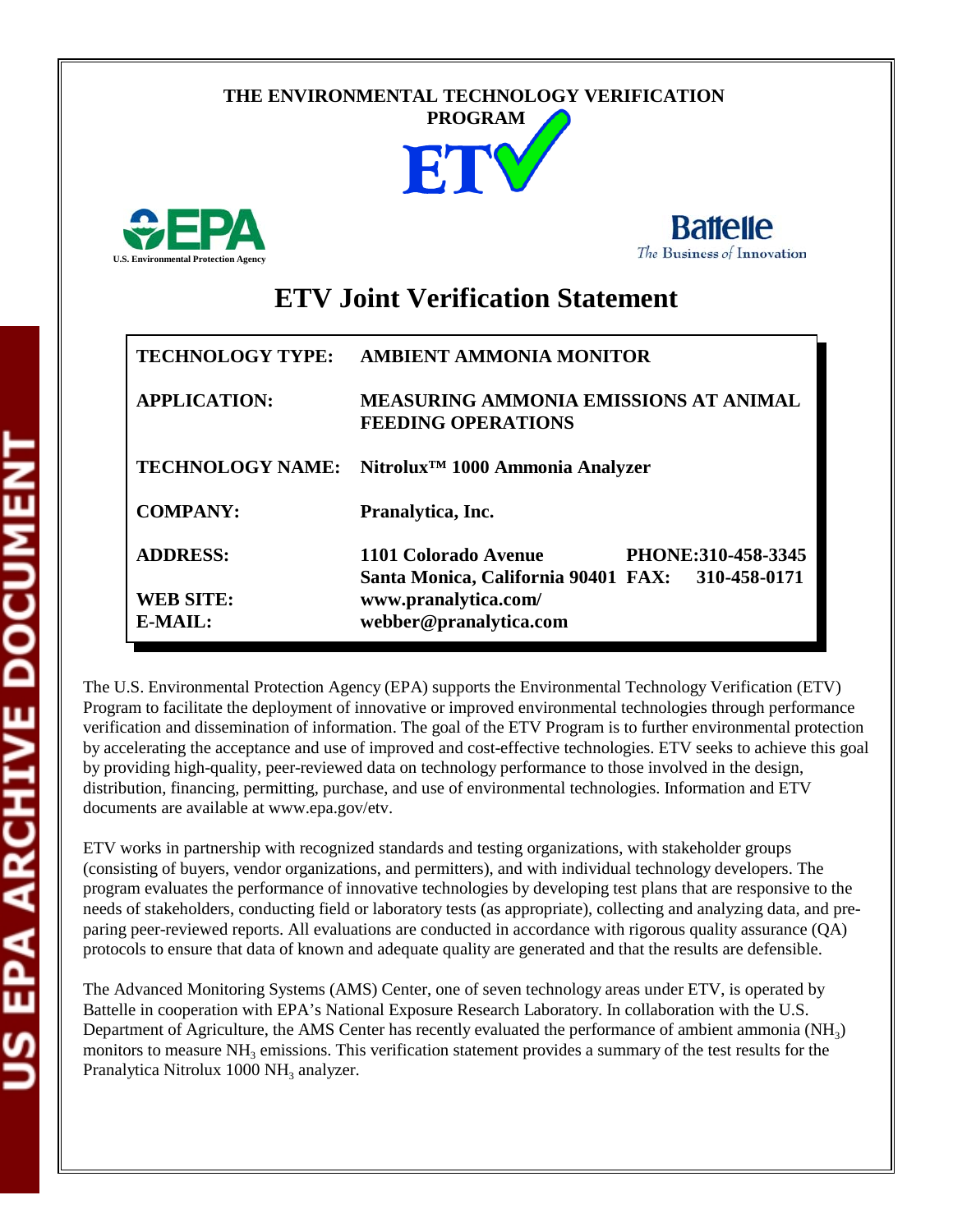THE ENVIRONMENTAL TECHNOLOGY VERIFICATION PROGRAM

ETV

U.S. Environmental Protection Agency

Battelle
The Business of Innovation

# ETV Joint Verification Statement

| | |
|---|---|
| **TECHNOLOGY TYPE:** | **AMBIENT AMMONIA MONITOR** |
| **APPLICATION:** | **MEASURING AMMONIA EMISSIONS AT ANIMAL FEEDING OPERATIONS** |
| **TECHNOLOGY NAME:** | **Nitrolux™ 1000 Ammonia Analyzer** |
| **COMPANY:** | **Pranalytica, Inc.** |
| **ADDRESS:** | **1101 Colorado Avenue PHONE: 310-458-3345<br>Santa Monica, California 90401 FAX: 310-458-0171** |
| **WEB SITE:** | **www.pranalytica.com/** |
| **E-MAIL:** | **webber@pranalytica.com** |

The U.S. Environmental Protection Agency (EPA) supports the Environmental Technology Verification (ETV) Program to facilitate the deployment of innovative or improved environmental technologies through performance verification and dissemination of information. The goal of the ETV Program is to further environmental protection by accelerating the acceptance and use of improved and cost-effective technologies. ETV seeks to achieve this goal by providing high-quality, peer-reviewed data on technology performance to those involved in the design, distribution, financing, permitting, purchase, and use of environmental technologies. Information and ETV documents are available at www.epa.gov/etv.

ETV works in partnership with recognized standards and testing organizations, with stakeholder groups (consisting of buyers, vendor organizations, and permitters), and with individual technology developers. The program evaluates the performance of innovative technologies by developing test plans that are responsive to the needs of stakeholders, conducting field or laboratory tests (as appropriate), collecting and analyzing data, and preparing peer-reviewed reports. All evaluations are conducted in accordance with rigorous quality assurance (QA) protocols to ensure that data of known and adequate quality are generated and that the results are defensible.

The Advanced Monitoring Systems (AMS) Center, one of seven technology areas under ETV, is operated by Battelle in cooperation with EPA's National Exposure Research Laboratory. In collaboration with the U.S. Department of Agriculture, the AMS Center has recently evaluated the performance of ambient ammonia ($NH_3$) monitors to measure $NH_3$ emissions. This verification statement provides a summary of the test results for the Pranalytica Nitrolux 1000 $NH_3$ analyzer.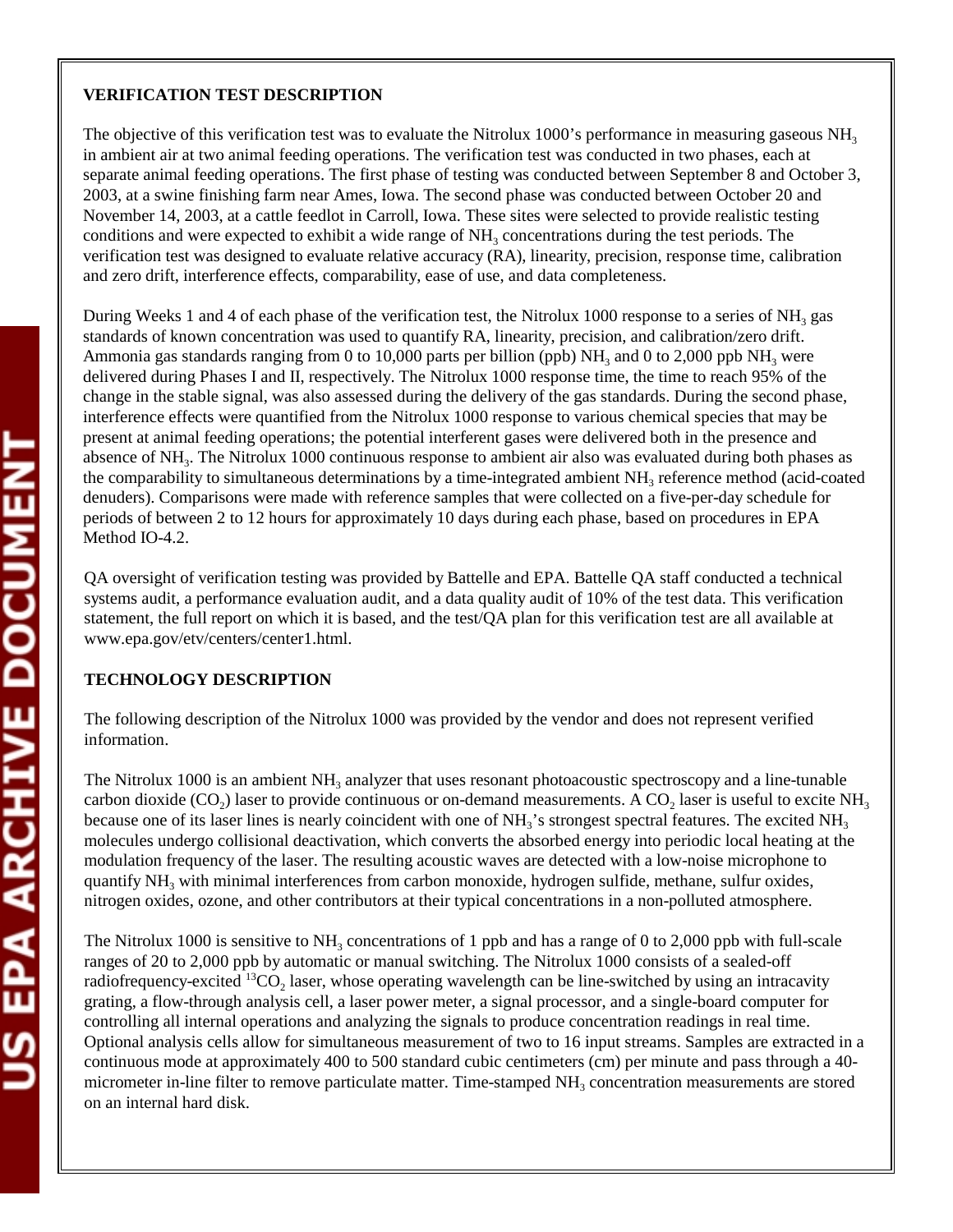## VERIFICATION TEST DESCRIPTION

The objective of this verification test was to evaluate the Nitrolux 1000's performance in measuring gaseous $NH_3$ in ambient air at two animal feeding operations. The verification test was conducted in two phases, each at separate animal feeding operations. The first phase of testing was conducted between September 8 and October 3, 2003, at a swine finishing farm near Ames, Iowa. The second phase was conducted between October 20 and November 14, 2003, at a cattle feedlot in Carroll, Iowa. These sites were selected to provide realistic testing conditions and were expected to exhibit a wide range of $NH_3$ concentrations during the test periods. The verification test was designed to evaluate relative accuracy (RA), linearity, precision, response time, calibration and zero drift, interference effects, comparability, ease of use, and data completeness.

During Weeks 1 and 4 of each phase of the verification test, the Nitrolux 1000 response to a series of $NH_3$ gas standards of known concentration was used to quantify RA, linearity, precision, and calibration/zero drift. Ammonia gas standards ranging from 0 to 10,000 parts per billion (ppb) $NH_3$ and 0 to 2,000 ppb $NH_3$ were delivered during Phases I and II, respectively. The Nitrolux 1000 response time, the time to reach 95% of the change in the stable signal, was also assessed during the delivery of the gas standards. During the second phase, interference effects were quantified from the Nitrolux 1000 response to various chemical species that may be present at animal feeding operations; the potential interferent gases were delivered both in the presence and absence of $NH_3$. The Nitrolux 1000 continuous response to ambient air also was evaluated during both phases as the comparability to simultaneous determinations by a time-integrated ambient $NH_3$ reference method (acid-coated denuders). Comparisons were made with reference samples that were collected on a five-per-day schedule for periods of between 2 to 12 hours for approximately 10 days during each phase, based on procedures in EPA Method IO-4.2.

QA oversight of verification testing was provided by Battelle and EPA. Battelle QA staff conducted a technical systems audit, a performance evaluation audit, and a data quality audit of 10% of the test data. This verification statement, the full report on which it is based, and the test/QA plan for this verification test are all available at www.epa.gov/etv/centers/center1.html.

## TECHNOLOGY DESCRIPTION

The following description of the Nitrolux 1000 was provided by the vendor and does not represent verified information.

The Nitrolux 1000 is an ambient $NH_3$ analyzer that uses resonant photoacoustic spectroscopy and a line-tunable carbon dioxide ($CO_2$) laser to provide continuous or on-demand measurements. A $CO_2$ laser is useful to excite $NH_3$ because one of its laser lines is nearly coincident with one of $NH_3$'s strongest spectral features. The excited $NH_3$ molecules undergo collisional deactivation, which converts the absorbed energy into periodic local heating at the modulation frequency of the laser. The resulting acoustic waves are detected with a low-noise microphone to quantify $NH_3$ with minimal interferences from carbon monoxide, hydrogen sulfide, methane, sulfur oxides, nitrogen oxides, ozone, and other contributors at their typical concentrations in a non-polluted atmosphere.

The Nitrolux 1000 is sensitive to $NH_3$ concentrations of 1 ppb and has a range of 0 to 2,000 ppb with full-scale ranges of 20 to 2,000 ppb by automatic or manual switching. The Nitrolux 1000 consists of a sealed-off radiofrequency-excited $^{13}CO_2$ laser, whose operating wavelength can be line-switched by using an intracavity grating, a flow-through analysis cell, a laser power meter, a signal processor, and a single-board computer for controlling all internal operations and analyzing the signals to produce concentration readings in real time. Optional analysis cells allow for simultaneous measurement of two to 16 input streams. Samples are extracted in a continuous mode at approximately 400 to 500 standard cubic centimeters (cm) per minute and pass through a 40-micrometer in-line filter to remove particulate matter. Time-stamped $NH_3$ concentration measurements are stored on an internal hard disk.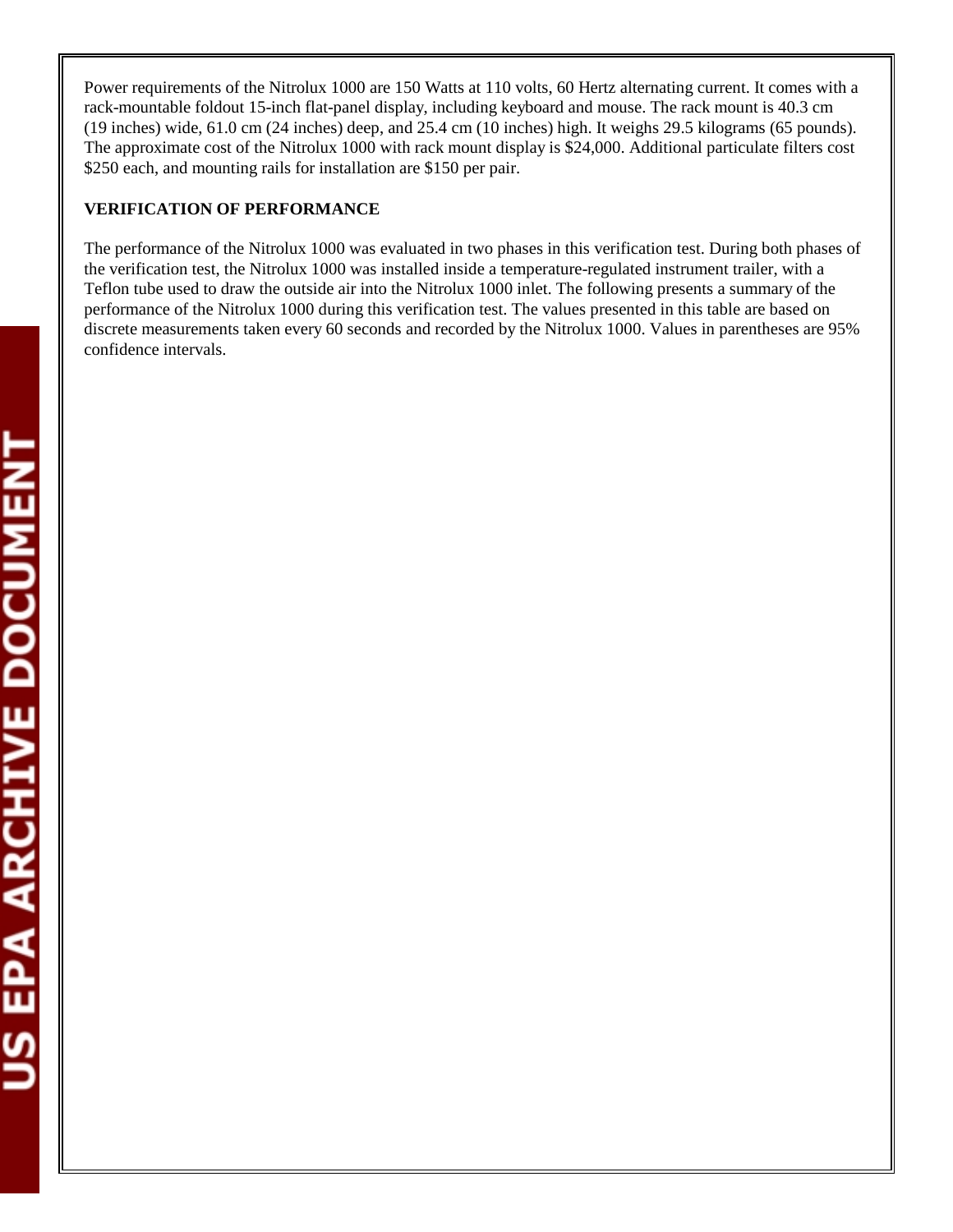Power requirements of the Nitrolux 1000 are 150 Watts at 110 volts, 60 Hertz alternating current. It comes with a rack-mountable foldout 15-inch flat-panel display, including keyboard and mouse. The rack mount is 40.3 cm (19 inches) wide, 61.0 cm (24 inches) deep, and 25.4 cm (10 inches) high. It weighs 29.5 kilograms (65 pounds). The approximate cost of the Nitrolux 1000 with rack mount display is $24,000. Additional particulate filters cost $250 each, and mounting rails for installation are $150 per pair.

**VERIFICATION OF PERFORMANCE**

The performance of the Nitrolux 1000 was evaluated in two phases in this verification test. During both phases of the verification test, the Nitrolux 1000 was installed inside a temperature-regulated instrument trailer, with a Teflon tube used to draw the outside air into the Nitrolux 1000 inlet. The following presents a summary of the performance of the Nitrolux 1000 during this verification test. The values presented in this table are based on discrete measurements taken every 60 seconds and recorded by the Nitrolux 1000. Values in parentheses are 95% confidence intervals.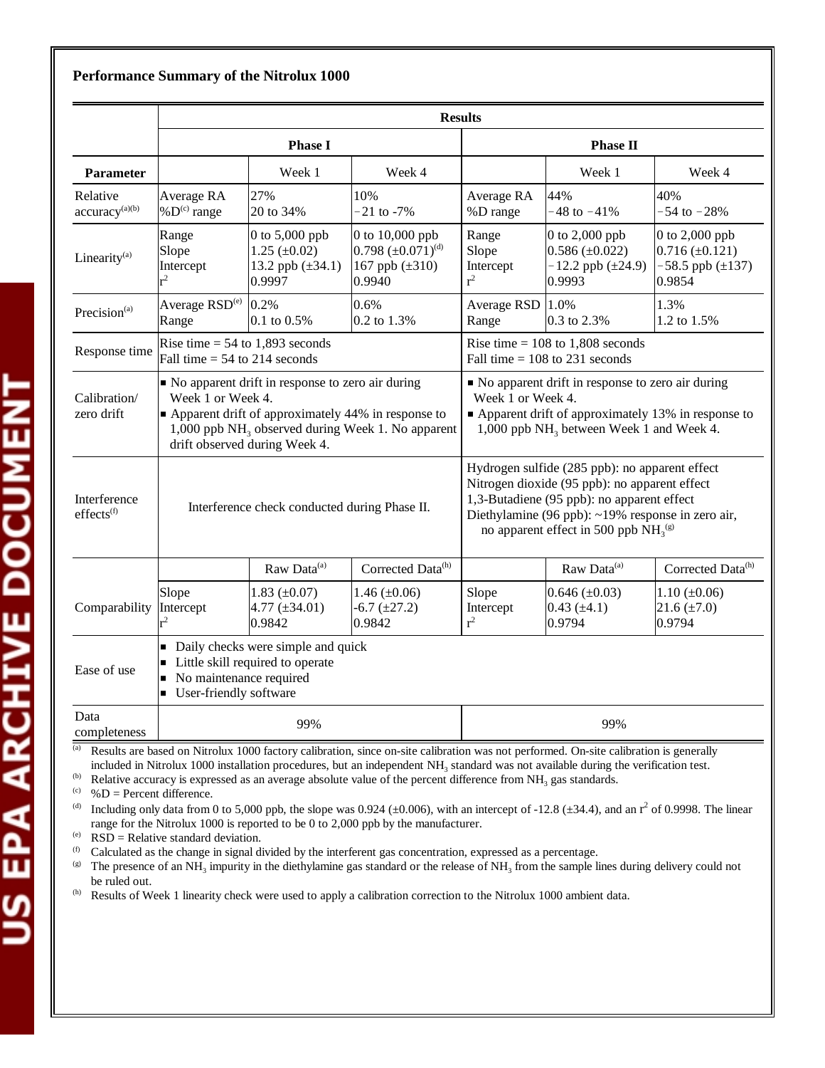**Performance Summary of the Nitrolux 1000**

| Parameter | Results | | | | | |
|---|---|---|---|---|---|---|
| | Phase I | | | Phase II | | |
| | | Week 1 | Week 4 | | Week 1 | Week 4 |
| Relative accuracy[(a)(b)] | Average RA<br>%D[(c)] range | 27%<br>20 to 34% | 10%<br>−21 to -7% | Average RA<br>%D range | 44%<br>−48 to −41% | 40%<br>−54 to −28% |
| Linearity[(a)] | Range<br>Slope<br>Intercept<br>$r^2$ | 0 to 5,000 ppb<br>1.25 (±0.02)<br>13.2 ppb (±34.1)<br>0.9997 | 0 to 10,000 ppb<br>0.798 (±0.071)[(d)]<br>167 ppb (±310)<br>0.9940 | Range<br>Slope<br>Intercept<br>$r^2$ | 0 to 2,000 ppb<br>0.586 (±0.022)<br>−12.2 ppb (±24.9)<br>0.9993 | 0 to 2,000 ppb<br>0.716 (±0.121)<br>−58.5 ppb (±137)<br>0.9854 |
| Precision[(a)] | Average RSD[(e)]<br>Range | 0.2%<br>0.1 to 0.5% | 0.6%<br>0.2 to 1.3% | Average RSD<br>Range | 1.0%<br>0.3 to 2.3% | 1.3%<br>1.2 to 1.5% |
| Response time | Rise time = 54 to 1,893 seconds<br>Fall time = 54 to 214 seconds | | | Rise time = 108 to 1,808 seconds<br>Fall time = 108 to 231 seconds | | |
| Calibration/ zero drift | ▪ No apparent drift in response to zero air during Week 1 or Week 4.<br>▪ Apparent drift of approximately 44% in response to 1,000 ppb $NH_3$ observed during Week 1. No apparent drift observed during Week 4. | | | ▪ No apparent drift in response to zero air during Week 1 or Week 4.<br>▪ Apparent drift of approximately 13% in response to 1,000 ppb $NH_3$ between Week 1 and Week 4. | | |
| Interference effects[(f)] | Interference check conducted during Phase II. | | | Hydrogen sulfide (285 ppb): no apparent effect<br>Nitrogen dioxide (95 ppb): no apparent effect<br>1,3-Butadiene (95 ppb): no apparent effect<br>Diethylamine (96 ppb): ~19% response in zero air, no apparent effect in 500 ppb $NH_3$[(g)] | | |
| | | Raw Data[(a)] | Corrected Data[(h)] | | Raw Data[(a)] | Corrected Data[(h)] |
| Comparability | Slope<br>Intercept<br>$r^2$ | 1.83 (±0.07)<br>4.77 (±34.01)<br>0.9842 | 1.46 (±0.06)<br>-6.7 (±27.2)<br>0.9842 | Slope<br>Intercept<br>$r^2$ | 0.646 (±0.03)<br>0.43 (±4.1)<br>0.9794 | 1.10 (±0.06)<br>21.6 (±7.0)<br>0.9794 |
| Ease of use | ▪ Daily checks were simple and quick<br>▪ Little skill required to operate<br>▪ No maintenance required<br>▪ User-friendly software | | | | | |
| Data completeness | 99% | | | 99% | | |

[(a)] Results are based on Nitrolux 1000 factory calibration, since on-site calibration was not performed. On-site calibration is generally included in Nitrolux 1000 installation procedures, but an independent $NH_3$ standard was not available during the verification test.

[(b)] Relative accuracy is expressed as an average absolute value of the percent difference from $NH_3$ gas standards.

[(c)] %D = Percent difference.

[(d)] Including only data from 0 to 5,000 ppb, the slope was 0.924 (±0.006), with an intercept of -12.8 (±34.4), and an $r^2$ of 0.9998. The linear range for the Nitrolux 1000 is reported to be 0 to 2,000 ppb by the manufacturer.

[(e)] RSD = Relative standard deviation.

[(f)] Calculated as the change in signal divided by the interferent gas concentration, expressed as a percentage.

[(g)] The presence of an $NH_3$ impurity in the diethylamine gas standard or the release of $NH_3$ from the sample lines during delivery could not be ruled out.

[(h)] Results of Week 1 linearity check were used to apply a calibration correction to the Nitrolux 1000 ambient data.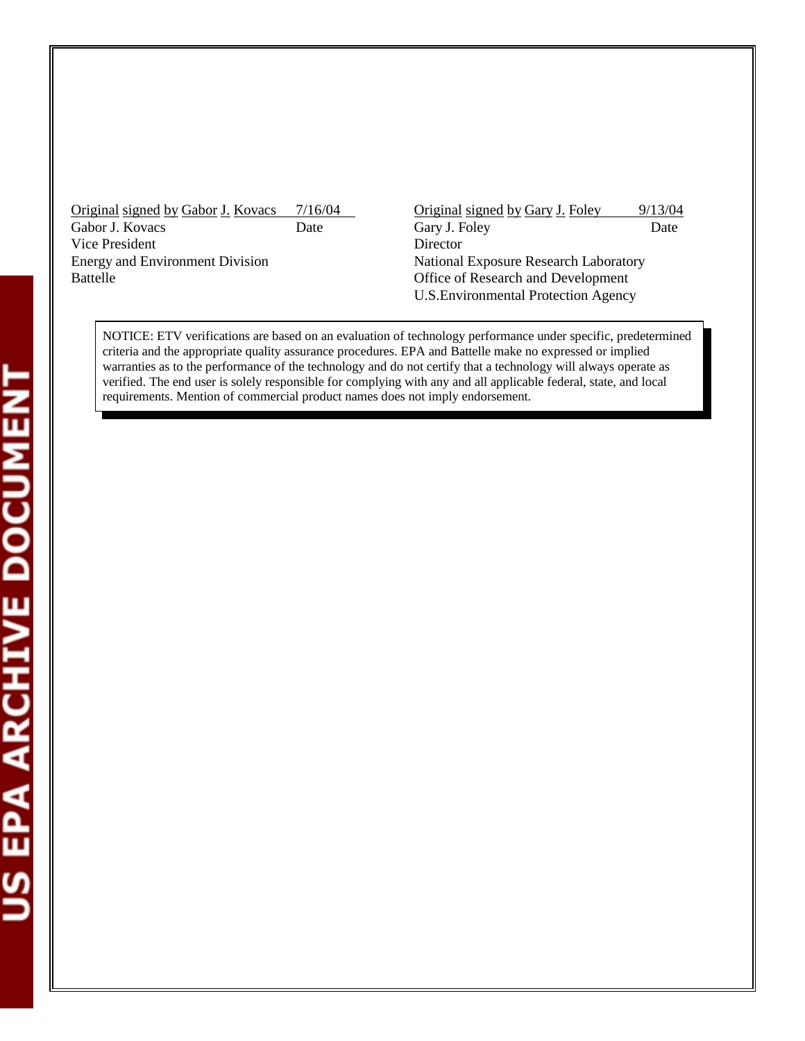| | |
|---|---|
| Original signed by Gabor J. Kovacs 7/16/04 | Original signed by Gary J. Foley 9/13/04 |
| Gabor J. Kovacs Date | Gary J. Foley Date |
| Vice President | Director |
| Energy and Environment Division | National Exposure Research Laboratory |
| Battelle | Office of Research and Development |
| | U.S.Environmental Protection Agency |

NOTICE: ETV verifications are based on an evaluation of technology performance under specific, predetermined criteria and the appropriate quality assurance procedures. EPA and Battelle make no expressed or implied warranties as to the performance of the technology and do not certify that a technology will always operate as verified. The end user is solely responsible for complying with any and all applicable federal, state, and local requirements. Mention of commercial product names does not imply endorsement.